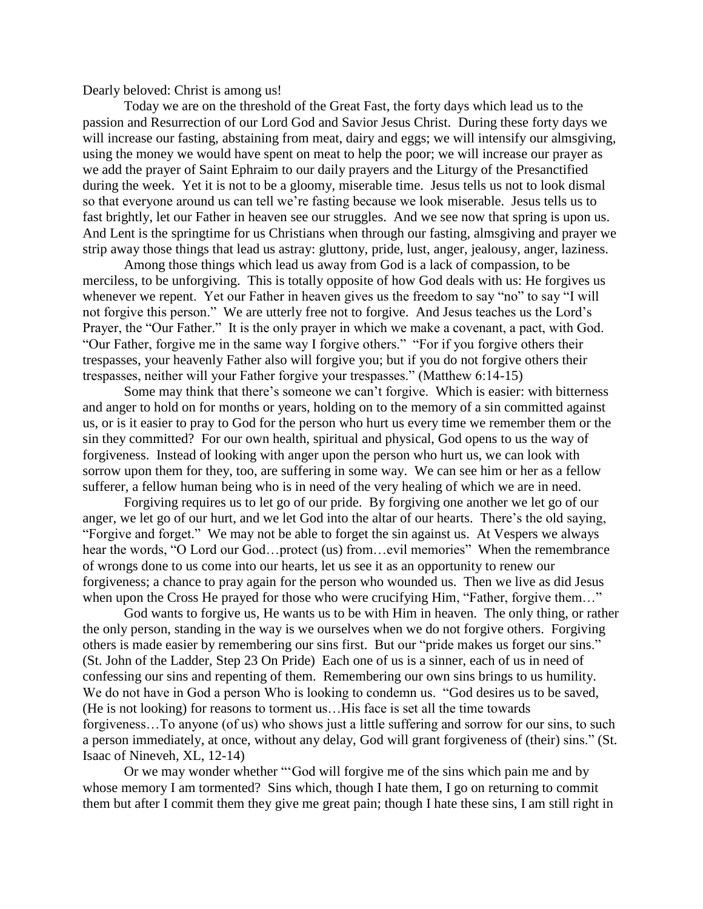Dearly beloved: Christ is among us!

Today we are on the threshold of the Great Fast, the forty days which lead us to the passion and Resurrection of our Lord God and Savior Jesus Christ. During these forty days we will increase our fasting, abstaining from meat, dairy and eggs; we will intensify our almsgiving, using the money we would have spent on meat to help the poor; we will increase our prayer as we add the prayer of Saint Ephraim to our daily prayers and the Liturgy of the Presanctified during the week. Yet it is not to be a gloomy, miserable time. Jesus tells us not to look dismal so that everyone around us can tell we're fasting because we look miserable. Jesus tells us to fast brightly, let our Father in heaven see our struggles. And we see now that spring is upon us. And Lent is the springtime for us Christians when through our fasting, almsgiving and prayer we strip away those things that lead us astray: gluttony, pride, lust, anger, jealousy, anger, laziness.

Among those things which lead us away from God is a lack of compassion, to be merciless, to be unforgiving. This is totally opposite of how God deals with us: He forgives us whenever we repent. Yet our Father in heaven gives us the freedom to say "no" to say "I will not forgive this person." We are utterly free not to forgive. And Jesus teaches us the Lord's Prayer, the "Our Father." It is the only prayer in which we make a covenant, a pact, with God. "Our Father, forgive me in the same way I forgive others." "For if you forgive others their trespasses, your heavenly Father also will forgive you; but if you do not forgive others their trespasses, neither will your Father forgive your trespasses." (Matthew 6:14-15)

Some may think that there's someone we can't forgive. Which is easier: with bitterness and anger to hold on for months or years, holding on to the memory of a sin committed against us, or is it easier to pray to God for the person who hurt us every time we remember them or the sin they committed? For our own health, spiritual and physical, God opens to us the way of forgiveness. Instead of looking with anger upon the person who hurt us, we can look with sorrow upon them for they, too, are suffering in some way. We can see him or her as a fellow sufferer, a fellow human being who is in need of the very healing of which we are in need.

Forgiving requires us to let go of our pride. By forgiving one another we let go of our anger, we let go of our hurt, and we let God into the altar of our hearts. There's the old saying, "Forgive and forget." We may not be able to forget the sin against us. At Vespers we always hear the words, "O Lord our God…protect (us) from…evil memories" When the remembrance of wrongs done to us come into our hearts, let us see it as an opportunity to renew our forgiveness; a chance to pray again for the person who wounded us. Then we live as did Jesus when upon the Cross He prayed for those who were crucifying Him, "Father, forgive them…"

God wants to forgive us, He wants us to be with Him in heaven. The only thing, or rather the only person, standing in the way is we ourselves when we do not forgive others. Forgiving others is made easier by remembering our sins first. But our "pride makes us forget our sins." (St. John of the Ladder, Step 23 On Pride) Each one of us is a sinner, each of us in need of confessing our sins and repenting of them. Remembering our own sins brings to us humility. We do not have in God a person Who is looking to condemn us. "God desires us to be saved, (He is not looking) for reasons to torment us…His face is set all the time towards forgiveness…To anyone (of us) who shows just a little suffering and sorrow for our sins, to such a person immediately, at once, without any delay, God will grant forgiveness of (their) sins." (St. Isaac of Nineveh, XL, 12-14)

Or we may wonder whether "'God will forgive me of the sins which pain me and by whose memory I am tormented? Sins which, though I hate them, I go on returning to commit them but after I commit them they give me great pain; though I hate these sins, I am still right in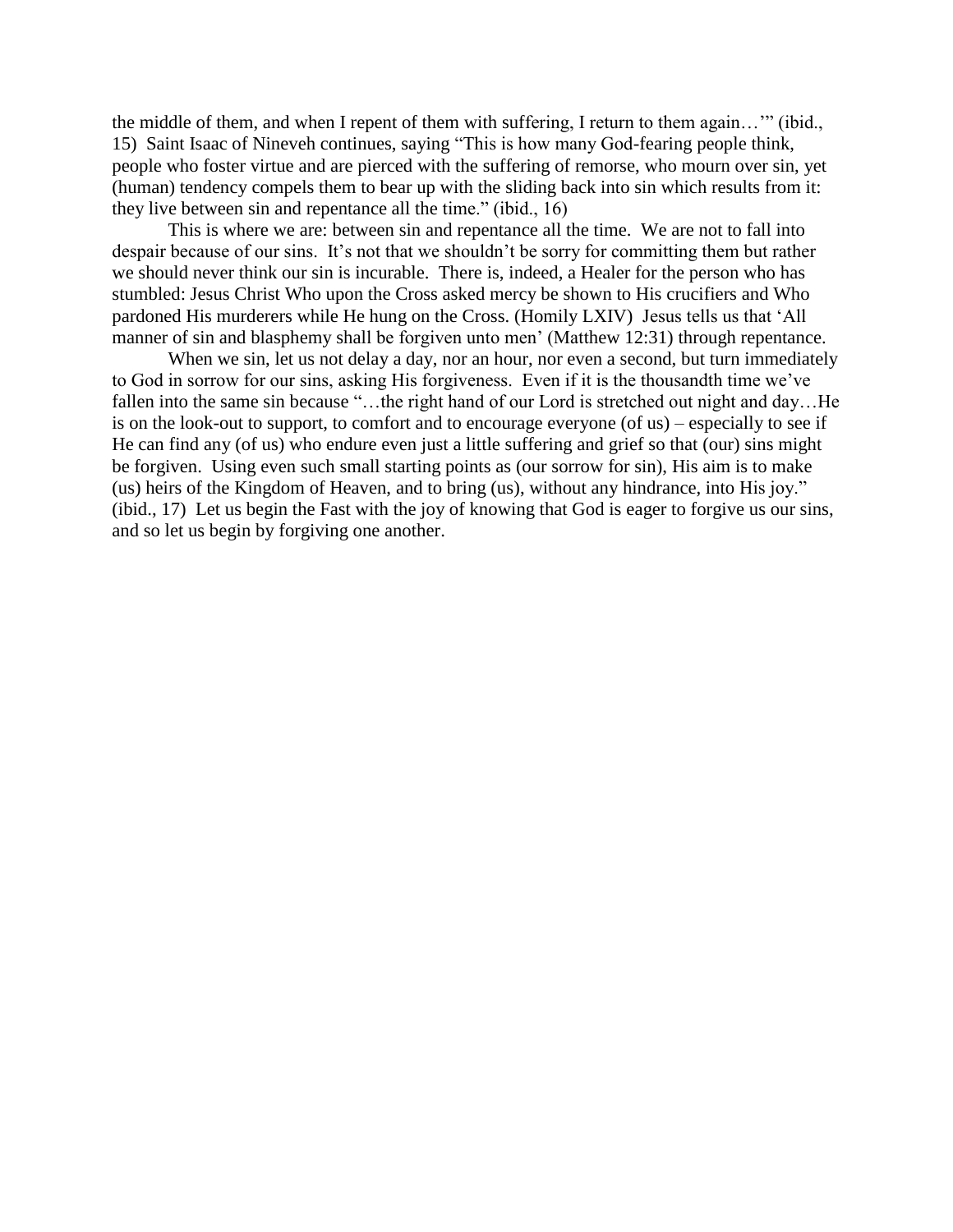the middle of them, and when I repent of them with suffering, I return to them again…'" (ibid., 15) Saint Isaac of Nineveh continues, saying "This is how many God-fearing people think, people who foster virtue and are pierced with the suffering of remorse, who mourn over sin, yet (human) tendency compels them to bear up with the sliding back into sin which results from it: they live between sin and repentance all the time." (ibid., 16)

This is where we are: between sin and repentance all the time. We are not to fall into despair because of our sins. It's not that we shouldn't be sorry for committing them but rather we should never think our sin is incurable. There is, indeed, a Healer for the person who has stumbled: Jesus Christ Who upon the Cross asked mercy be shown to His crucifiers and Who pardoned His murderers while He hung on the Cross. (Homily LXIV) Jesus tells us that 'All manner of sin and blasphemy shall be forgiven unto men' (Matthew 12:31) through repentance.

When we sin, let us not delay a day, nor an hour, nor even a second, but turn immediately to God in sorrow for our sins, asking His forgiveness. Even if it is the thousandth time we've fallen into the same sin because "…the right hand of our Lord is stretched out night and day…He is on the look-out to support, to comfort and to encourage everyone (of us) – especially to see if He can find any (of us) who endure even just a little suffering and grief so that (our) sins might be forgiven. Using even such small starting points as (our sorrow for sin), His aim is to make (us) heirs of the Kingdom of Heaven, and to bring (us), without any hindrance, into His joy." (ibid., 17) Let us begin the Fast with the joy of knowing that God is eager to forgive us our sins, and so let us begin by forgiving one another.